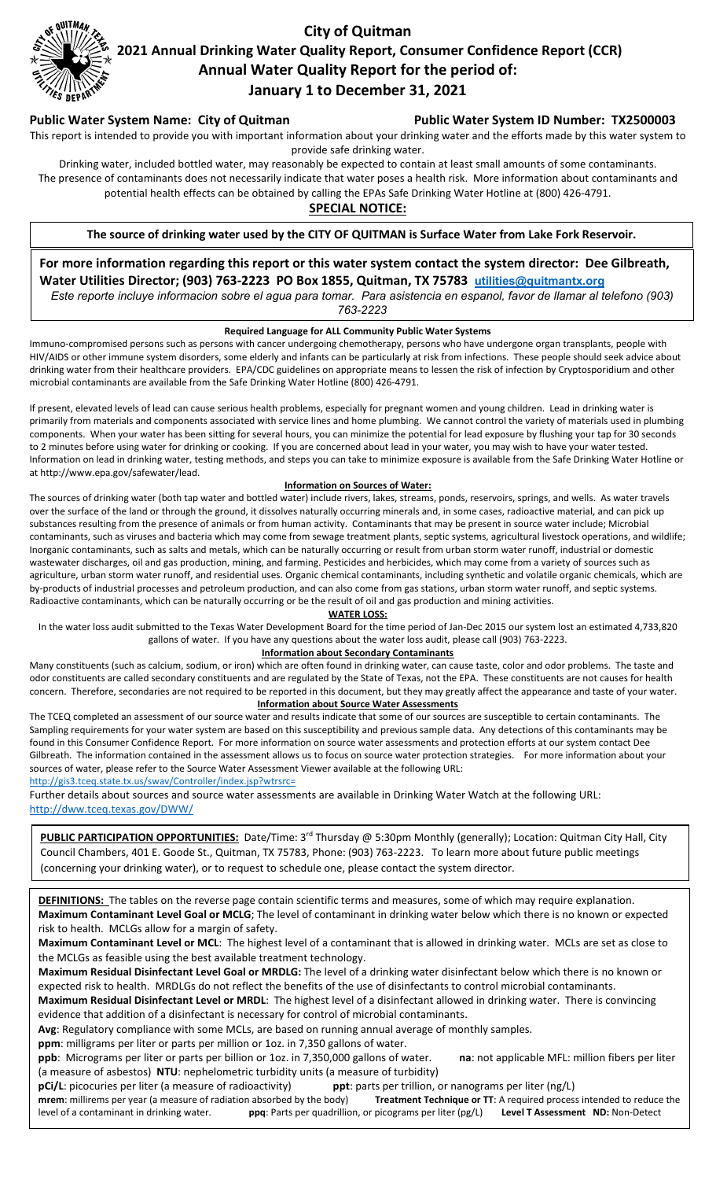# City of Quitman

## 2021 Annual Drinking Water Quality Report, Consumer Confidence Report (CCR)

## Annual Water Quality Report for the period of:

## January 1 to December 31, 2021

**Public Water System Name: City of Quitman** **Public Water System ID Number: TX2500003**

This report is intended to provide you with important information about your drinking water and the efforts made by this water system to provide safe drinking water.

Drinking water, included bottled water, may reasonably be expected to contain at least small amounts of some contaminants. The presence of contaminants does not necessarily indicate that water poses a health risk. More information about contaminants and potential health effects can be obtained by calling the EPAs Safe Drinking Water Hotline at (800) 426-4791.

**SPECIAL NOTICE:**

**The source of drinking water used by the CITY OF QUITMAN is Surface Water from Lake Fork Reservoir.**

**For more information regarding this report or this water system contact the system director: Dee Gilbreath, Water Utilities Director; (903) 763-2223 PO Box 1855, Quitman, TX 75783 utilities@quitmantx.org**

*Este reporte incluye informacion sobre el agua para tomar. Para asistencia en espanol, favor de llamar al telefono (903) 763-2223*

**Required Language for ALL Community Public Water Systems**

Immuno-compromised persons such as persons with cancer undergoing chemotherapy, persons who have undergone organ transplants, people with HIV/AIDS or other immune system disorders, some elderly and infants can be particularly at risk from infections. These people should seek advice about drinking water from their healthcare providers. EPA/CDC guidelines on appropriate means to lessen the risk of infection by Cryptosporidium and other microbial contaminants are available from the Safe Drinking Water Hotline (800) 426-4791.

If present, elevated levels of lead can cause serious health problems, especially for pregnant women and young children. Lead in drinking water is primarily from materials and components associated with service lines and home plumbing. We cannot control the variety of materials used in plumbing components. When your water has been sitting for several hours, you can minimize the potential for lead exposure by flushing your tap for 30 seconds to 2 minutes before using water for drinking or cooking. If you are concerned about lead in your water, you may wish to have your water tested. Information on lead in drinking water, testing methods, and steps you can take to minimize exposure is available from the Safe Drinking Water Hotline or at http://www.epa.gov/safewater/lead.

**Information on Sources of Water:**

The sources of drinking water (both tap water and bottled water) include rivers, lakes, streams, ponds, reservoirs, springs, and wells. As water travels over the surface of the land or through the ground, it dissolves naturally occurring minerals and, in some cases, radioactive material, and can pick up substances resulting from the presence of animals or from human activity. Contaminants that may be present in source water include; Microbial contaminants, such as viruses and bacteria which may come from sewage treatment plants, septic systems, agricultural livestock operations, and wildlife; Inorganic contaminants, such as salts and metals, which can be naturally occurring or result from urban storm water runoff, industrial or domestic wastewater discharges, oil and gas production, mining, and farming. Pesticides and herbicides, which may come from a variety of sources such as agriculture, urban storm water runoff, and residential uses. Organic chemical contaminants, including synthetic and volatile organic chemicals, which are by-products of industrial processes and petroleum production, and can also come from gas stations, urban storm water runoff, and septic systems. Radioactive contaminants, which can be naturally occurring or be the result of oil and gas production and mining activities.

**WATER LOSS:**

In the water loss audit submitted to the Texas Water Development Board for the time period of Jan-Dec 2015 our system lost an estimated 4,733,820 gallons of water. If you have any questions about the water loss audit, please call (903) 763-2223.

**Information about Secondary Contaminants**

Many constituents (such as calcium, sodium, or iron) which are often found in drinking water, can cause taste, color and odor problems. The taste and odor constituents are called secondary constituents and are regulated by the State of Texas, not the EPA. These constituents are not causes for health concern. Therefore, secondaries are not required to be reported in this document, but they may greatly affect the appearance and taste of your water.

**Information about Source Water Assessments**

The TCEQ completed an assessment of our source water and results indicate that some of our sources are susceptible to certain contaminants. The Sampling requirements for your water system are based on this susceptibility and previous sample data. Any detections of this contaminants may be found in this Consumer Confidence Report. For more information on source water assessments and protection efforts at our system contact Dee Gilbreath. The information contained in the assessment allows us to focus on source water protection strategies. For more information about your sources of water, please refer to the Source Water Assessment Viewer available at the following URL:
http://gis3.tceq.state.tx.us/swav/Controller/index.jsp?wtrsrc=

Further details about sources and source water assessments are available in Drinking Water Watch at the following URL:
http://dww.tceq.texas.gov/DWW/

**PUBLIC PARTICIPATION OPPORTUNITIES:** Date/Time: 3rd Thursday @ 5:30pm Monthly (generally); Location: Quitman City Hall, City Council Chambers, 401 E. Goode St., Quitman, TX 75783, Phone: (903) 763-2223. To learn more about future public meetings (concerning your drinking water), or to request to schedule one, please contact the system director.

**DEFINITIONS:** The tables on the reverse page contain scientific terms and measures, some of which may require explanation.

**Maximum Contaminant Level Goal or MCLG**; The level of contaminant in drinking water below which there is no known or expected risk to health. MCLGs allow for a margin of safety.

**Maximum Contaminant Level or MCL**: The highest level of a contaminant that is allowed in drinking water. MCLs are set as close to the MCLGs as feasible using the best available treatment technology.

**Maximum Residual Disinfectant Level Goal or MRDLG:** The level of a drinking water disinfectant below which there is no known or expected risk to health. MRDLGs do not reflect the benefits of the use of disinfectants to control microbial contaminants.

**Maximum Residual Disinfectant Level or MRDL**: The highest level of a disinfectant allowed in drinking water. There is convincing evidence that addition of a disinfectant is necessary for control of microbial contaminants.

**Avg**: Regulatory compliance with some MCLs, are based on running annual average of monthly samples.

**ppm**: milligrams per liter or parts per million or 1oz. in 7,350 gallons of water.

**ppb**: Micrograms per liter or parts per billion or 1oz. in 7,350,000 gallons of water. **na**: not applicable MFL: million fibers per liter (a measure of asbestos) **NTU**: nephelometric turbidity units (a measure of turbidity)

**pCi/L**: picocuries per liter (a measure of radioactivity) **ppt**: parts per trillion, or nanograms per liter (ng/L)

**mrem**: millirems per year (a measure of radiation absorbed by the body) **Treatment Technique or TT**: A required process intended to reduce the level of a contaminant in drinking water. **ppq**: Parts per quadrillion, or picograms per liter (pg/L) **Level T Assessment** **ND:** Non-Detect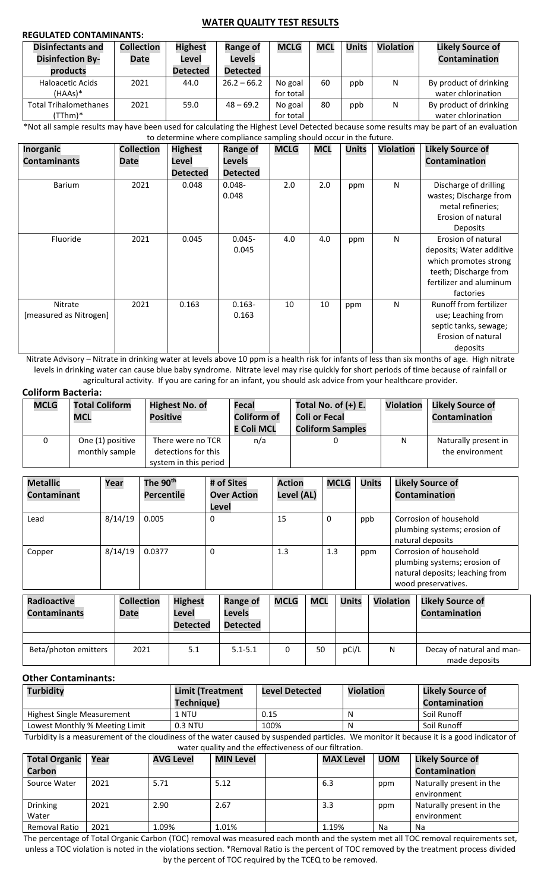## WATER QUALITY TEST RESULTS

### REGULATED CONTAMINANTS:

| Disinfectants and Disinfection By-products | Collection Date | Highest Level Detected | Range of Levels Detected | MCLG | MCL | Units | Violation | Likely Source of Contamination |
|---|---|---|---|---|---|---|---|---|
| Haloacetic Acids (HAAs)* | 2021 | 44.0 | 26.2 – 66.2 | No goal for total | 60 | ppb | N | By product of drinking water chlorination |
| Total Trihalomethanes (TThm)* | 2021 | 59.0 | 48 – 69.2 | No goal for total | 80 | ppb | N | By product of drinking water chlorination |

*Not all sample results may have been used for calculating the Highest Level Detected because some results may be part of an evaluation to determine where compliance sampling should occur in the future.

| Inorganic Contaminants | Collection Date | Highest Level Detected | Range of Levels Detected | MCLG | MCL | Units | Violation | Likely Source of Contamination |
|---|---|---|---|---|---|---|---|---|
| Barium | 2021 | 0.048 | 0.048-0.048 | 2.0 | 2.0 | ppm | N | Discharge of drilling wastes; Discharge from metal refineries; Erosion of natural Deposits |
| Fluoride | 2021 | 0.045 | 0.045-0.045 | 4.0 | 4.0 | ppm | N | Erosion of natural deposits; Water additive which promotes strong teeth; Discharge from fertilizer and aluminum factories |
| Nitrate [measured as Nitrogen] | 2021 | 0.163 | 0.163-0.163 | 10 | 10 | ppm | N | Runoff from fertilizer use; Leaching from septic tanks, sewage; Erosion of natural deposits |

Nitrate Advisory – Nitrate in drinking water at levels above 10 ppm is a health risk for infants of less than six months of age. High nitrate levels in drinking water can cause blue baby syndrome. Nitrate level may rise quickly for short periods of time because of rainfall or agricultural activity. If you are caring for an infant, you should ask advice from your healthcare provider.

### Coliform Bacteria:

| MCLG | Total Coliform MCL | Highest No. of Positive | Fecal Coliform of E Coli MCL | Total No. of (+) E. Coli or Fecal Coliform Samples | Violation | Likely Source of Contamination |
|---|---|---|---|---|---|---|
| 0 | One (1) positive monthly sample | There were no TCR detections for this system in this period | n/a | 0 | N | Naturally present in the environment |

| Metallic Contaminant | Year | The 90th Percentile | # of Sites Over Action Level | Action Level (AL) | MCLG | Units | Likely Source of Contamination |
|---|---|---|---|---|---|---|---|
| Lead | 8/14/19 | 0.005 | 0 | 15 | 0 | ppb | Corrosion of household plumbing systems; erosion of natural deposits |
| Copper | 8/14/19 | 0.0377 | 0 | 1.3 | 1.3 | ppm | Corrosion of household plumbing systems; erosion of natural deposits; leaching from wood preservatives. |

| Radioactive Contaminants | Collection Date | Highest Level Detected | Range of Levels Detected | MCLG | MCL | Units | Violation | Likely Source of Contamination |
|---|---|---|---|---|---|---|---|---|
| | | | | | | | | |
| Beta/photon emitters | 2021 | 5.1 | 5.1-5.1 | 0 | 50 | pCi/L | N | Decay of natural and man-made deposits |

### Other Contaminants:

| Turbidity | Limit (Treatment Technique) | Level Detected | Violation | Likely Source of Contamination |
|---|---|---|---|---|
| Highest Single Measurement | 1 NTU | 0.15 | N | Soil Runoff |
| Lowest Monthly % Meeting Limit | 0.3 NTU | 100% | N | Soil Runoff |

Turbidity is a measurement of the cloudiness of the water caused by suspended particles. We monitor it because it is a good indicator of water quality and the effectiveness of our filtration.

| Total Organic Carbon | Year | AVG Level | MIN Level | | MAX Level | UOM | Likely Source of Contamination |
|---|---|---|---|---|---|---|---|
| Source Water | 2021 | 5.71 | 5.12 | | 6.3 | ppm | Naturally present in the environment |
| Drinking Water | 2021 | 2.90 | 2.67 | | 3.3 | ppm | Naturally present in the environment |
| Removal Ratio | 2021 | 1.09% | 1.01% | | 1.19% | Na | Na |

The percentage of Total Organic Carbon (TOC) removal was measured each month and the system met all TOC removal requirements set, unless a TOC violation is noted in the violations section. *Removal Ratio is the percent of TOC removed by the treatment process divided by the percent of TOC required by the TCEQ to be removed.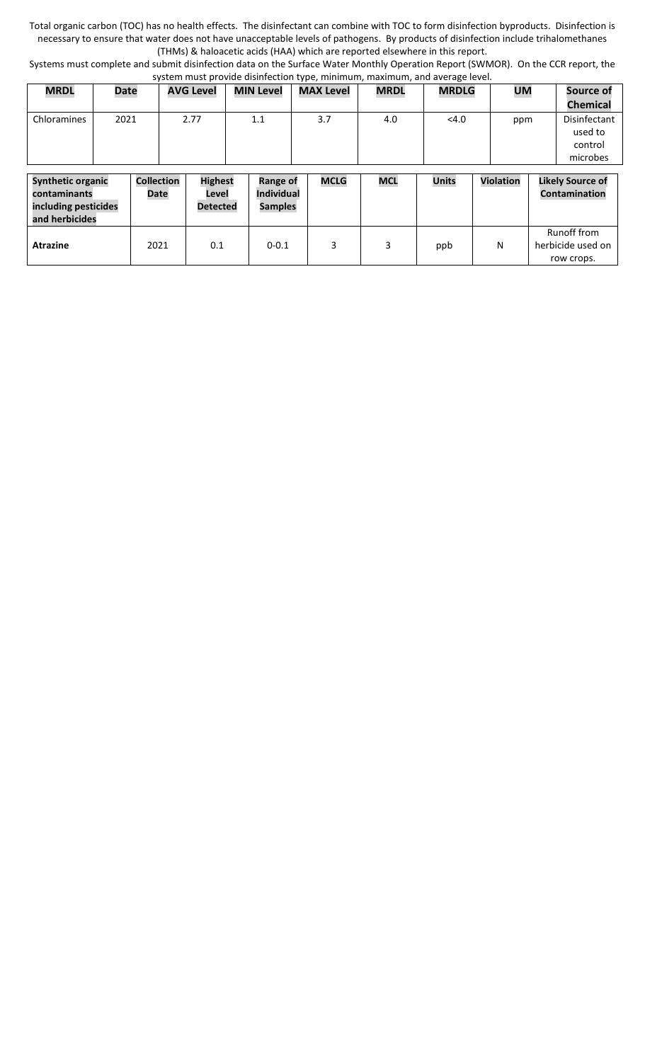Total organic carbon (TOC) has no health effects. The disinfectant can combine with TOC to form disinfection byproducts. Disinfection is necessary to ensure that water does not have unacceptable levels of pathogens. By products of disinfection include trihalomethanes (THMs) & haloacetic acids (HAA) which are reported elsewhere in this report.

Systems must complete and submit disinfection data on the Surface Water Monthly Operation Report (SWMOR). On the CCR report, the system must provide disinfection type, minimum, maximum, and average level.

| MRDL | Date | AVG Level | MIN Level | MAX Level | MRDL | MRDLG | UM | Source of Chemical |
|---|---|---|---|---|---|---|---|---|
| Chloramines | 2021 | 2.77 | 1.1 | 3.7 | 4.0 | <4.0 | ppm | Disinfectant used to control microbes |

| Synthetic organic contaminants including pesticides and herbicides | Collection Date | Highest Level Detected | Range of Individual Samples | MCLG | MCL | Units | Violation | Likely Source of Contamination |
|---|---|---|---|---|---|---|---|---|
| **Atrazine** | 2021 | 0.1 | 0-0.1 | 3 | 3 | ppb | N | Runoff from herbicide used on row crops. |